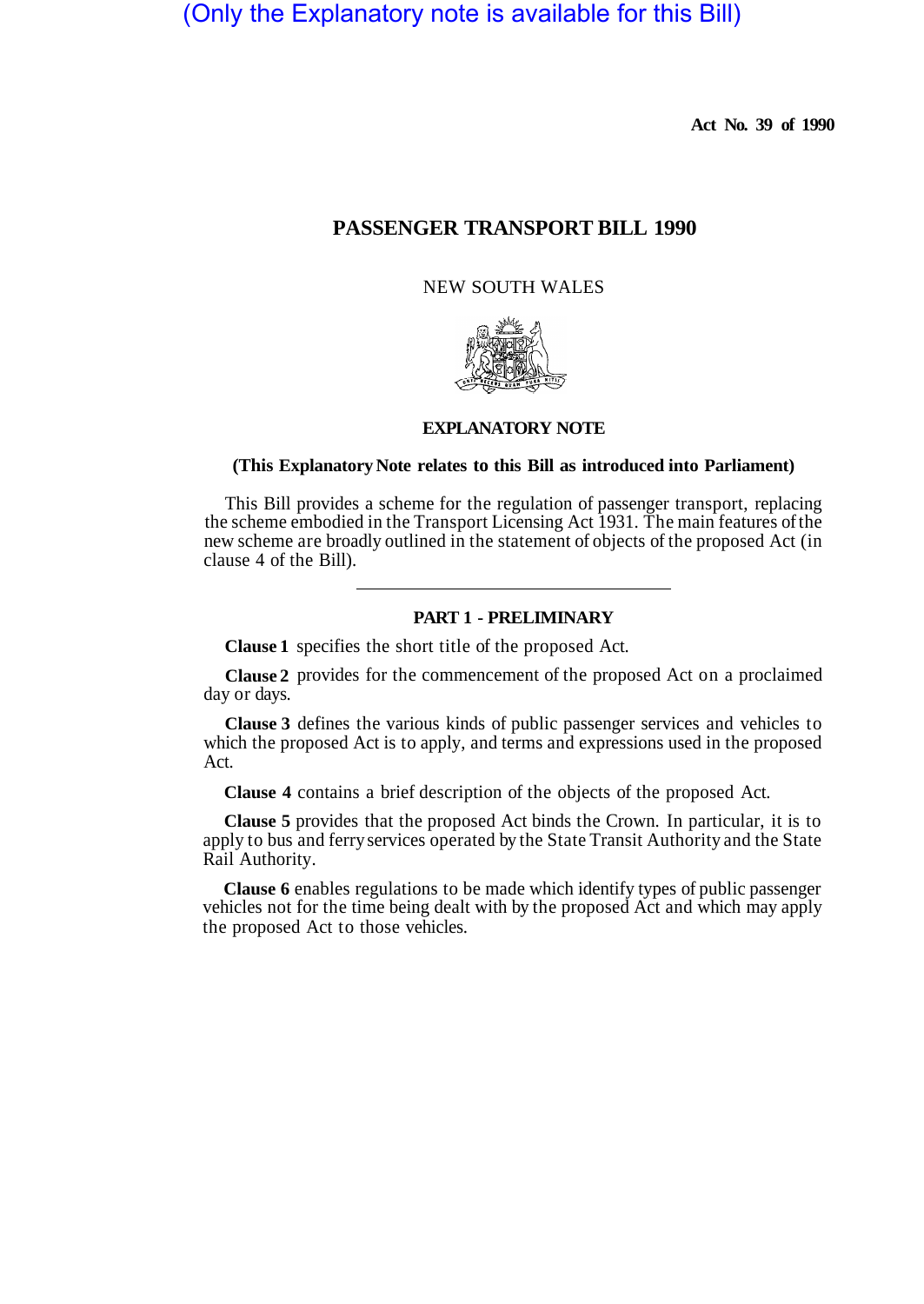(Only the Explanatory note is available for this Bill)

**Act No. 39 of 1990**

# PASSENGER TRANSPORT BILL 1990

NEW SOUTH WALES

## EXPLANATORY NOTE

**(This Explanatory Note relates to this Bill as introduced into Parliament)**

This Bill provides a scheme for the regulation of passenger transport, replacing the scheme embodied in the Transport Licensing Act 1931. The main features of the new scheme are broadly outlined in the statement of objects of the proposed Act (in clause 4 of the Bill).

## PART 1 - PRELIMINARY

**Clause 1** specifies the short title of the proposed Act.

**Clause 2** provides for the commencement of the proposed Act on a proclaimed day or days.

**Clause 3** defines the various kinds of public passenger services and vehicles to which the proposed Act is to apply, and terms and expressions used in the proposed Act.

**Clause 4** contains a brief description of the objects of the proposed Act.

**Clause 5** provides that the proposed Act binds the Crown. In particular, it is to apply to bus and ferry services operated by the State Transit Authority and the State Rail Authority.

**Clause 6** enables regulations to be made which identify types of public passenger vehicles not for the time being dealt with by the proposed Act and which may apply the proposed Act to those vehicles.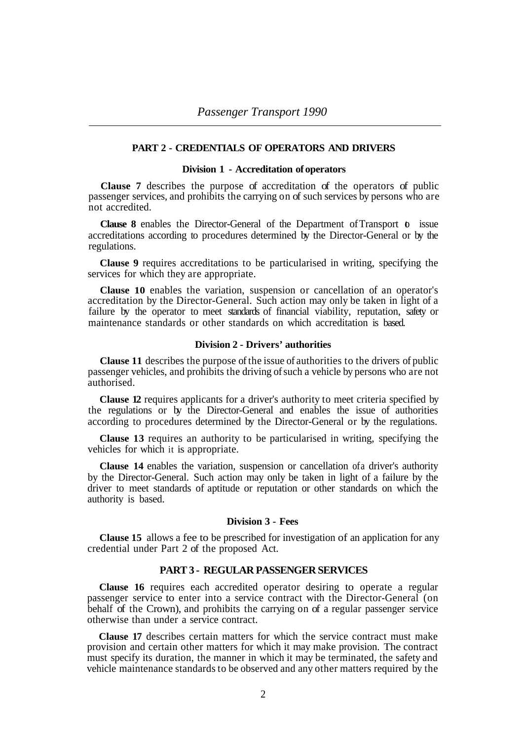## PART 2 - CREDENTIALS OF OPERATORS AND DRIVERS

### Division 1 - Accreditation of operators

**Clause 7** describes the purpose of accreditation of the operators of public passenger services, and prohibits the carrying on of such services by persons who are not accredited.

**Clause 8** enables the Director-General of the Department of Transport to issue accreditations according to procedures determined by the Director-General or by the regulations.

**Clause 9** requires accreditations to be particularised in writing, specifying the services for which they are appropriate.

**Clause 10** enables the variation, suspension or cancellation of an operator's accreditation by the Director-General. Such action may only be taken in light of a failure by the operator to meet standards of financial viability, reputation, safety or maintenance standards or other standards on which accreditation is based.

### Division 2 - Drivers' authorities

**Clause 11** describes the purpose of the issue of authorities to the drivers of public passenger vehicles, and prohibits the driving of such a vehicle by persons who are not authorised.

**Clause 12** requires applicants for a driver's authority to meet criteria specified by the regulations or by the Director-General and enables the issue of authorities according to procedures determined by the Director-General or by the regulations.

**Clause 13** requires an authority to be particularised in writing, specifying the vehicles for which it is appropriate.

**Clause 14** enables the variation, suspension or cancellation of a driver's authority by the Director-General. Such action may only be taken in light of a failure by the driver to meet standards of aptitude or reputation or other standards on which the authority is based.

### Division 3 - Fees

**Clause 15** allows a fee to be prescribed for investigation of an application for any credential under Part 2 of the proposed Act.

## PART 3 - REGULAR PASSENGER SERVICES

**Clause 16** requires each accredited operator desiring to operate a regular passenger service to enter into a service contract with the Director-General (on behalf of the Crown), and prohibits the carrying on of a regular passenger service otherwise than under a service contract.

**Clause 17** describes certain matters for which the service contract must make provision and certain other matters for which it may make provision. The contract must specify its duration, the manner in which it may be terminated, the safety and vehicle maintenance standards to be observed and any other matters required by the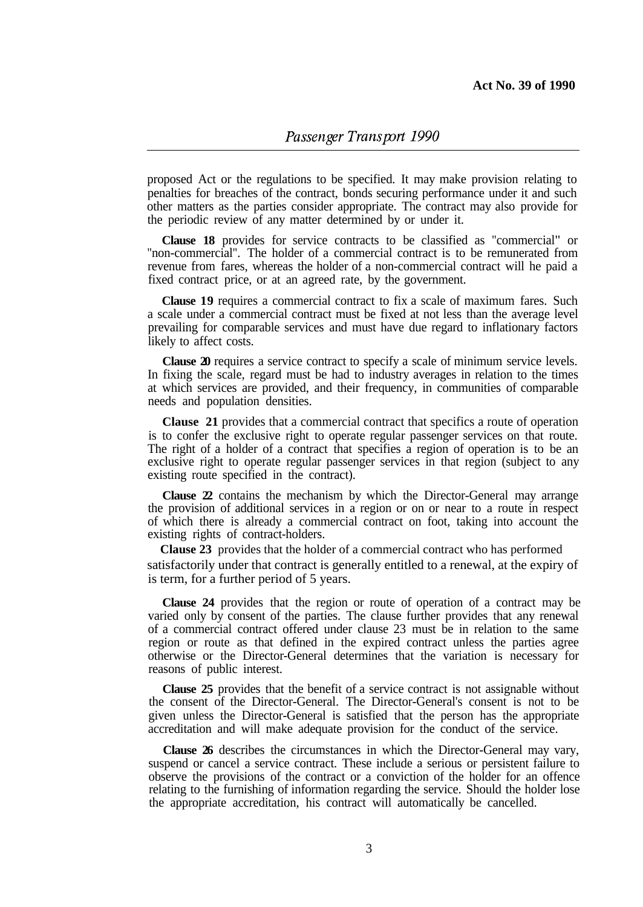proposed Act or the regulations to be specified. It may make provision relating to penalties for breaches of the contract, bonds securing performance under it and such other matters as the parties consider appropriate. The contract may also provide for the periodic review of any matter determined by or under it.

**Clause 18** provides for service contracts to be classified as "commercial" or "non-commercial". The holder of a commercial contract is to be remunerated from revenue from fares, whereas the holder of a non-commercial contract will he paid a fixed contract price, or at an agreed rate, by the government.

**Clause 19** requires a commercial contract to fix a scale of maximum fares. Such a scale under a commercial contract must be fixed at not less than the average level prevailing for comparable services and must have due regard to inflationary factors likely to affect costs.

**Clause 20** requires a service contract to specify a scale of minimum service levels. In fixing the scale, regard must be had to industry averages in relation to the times at which services are provided, and their frequency, in communities of comparable needs and population densities.

**Clause 21** provides that a commercial contract that specifics a route of operation is to confer the exclusive right to operate regular passenger services on that route. The right of a holder of a contract that specifies a region of operation is to be an exclusive right to operate regular passenger services in that region (subject to any existing route specified in the contract).

**Clause 22** contains the mechanism by which the Director-General may arrange the provision of additional services in a region or on or near to a route in respect of which there is already a commercial contract on foot, taking into account the existing rights of contract-holders.

**Clause 23** provides that the holder of a commercial contract who has performed satisfactorily under that contract is generally entitled to a renewal, at the expiry of is term, for a further period of 5 years.

**Clause 24** provides that the region or route of operation of a contract may be varied only by consent of the parties. The clause further provides that any renewal of a commercial contract offered under clause 23 must be in relation to the same region or route as that defined in the expired contract unless the parties agree otherwise or the Director-General determines that the variation is necessary for reasons of public interest.

**Clause 25** provides that the benefit of a service contract is not assignable without the consent of the Director-General. The Director-General's consent is not to be given unless the Director-General is satisfied that the person has the appropriate accreditation and will make adequate provision for the conduct of the service.

**Clause 26** describes the circumstances in which the Director-General may vary, suspend or cancel a service contract. These include a serious or persistent failure to observe the provisions of the contract or a conviction of the holder for an offence relating to the furnishing of information regarding the service. Should the holder lose the appropriate accreditation, his contract will automatically be cancelled.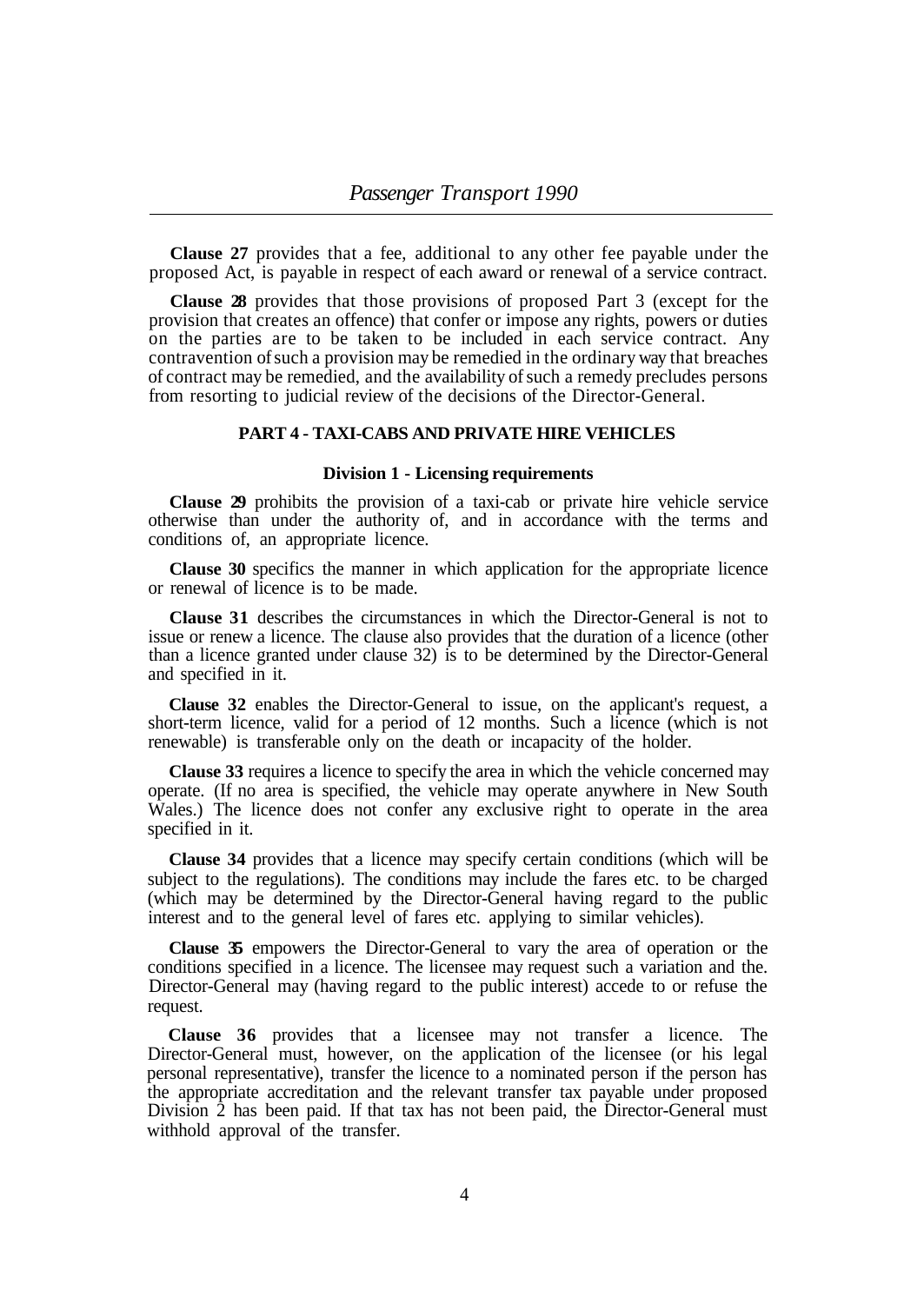**Clause 27** provides that a fee, additional to any other fee payable under the proposed Act, is payable in respect of each award or renewal of a service contract.

**Clause 28** provides that those provisions of proposed Part 3 (except for the provision that creates an offence) that confer or impose any rights, powers or duties on the parties are to be taken to be included in each service contract. Any contravention of such a provision may be remedied in the ordinary way that breaches of contract may be remedied, and the availability of such a remedy precludes persons from resorting to judicial review of the decisions of the Director-General.

## PART 4 - TAXI-CABS AND PRIVATE HIRE VEHICLES

### Division 1 - Licensing requirements

**Clause 29** prohibits the provision of a taxi-cab or private hire vehicle service otherwise than under the authority of, and in accordance with the terms and conditions of, an appropriate licence.

**Clause 30** specifics the manner in which application for the appropriate licence or renewal of licence is to be made.

**Clause 31** describes the circumstances in which the Director-General is not to issue or renew a licence. The clause also provides that the duration of a licence (other than a licence granted under clause 32) is to be determined by the Director-General and specified in it.

**Clause 32** enables the Director-General to issue, on the applicant's request, a short-term licence, valid for a period of 12 months. Such a licence (which is not renewable) is transferable only on the death or incapacity of the holder.

**Clause 33** requires a licence to specify the area in which the vehicle concerned may operate. (If no area is specified, the vehicle may operate anywhere in New South Wales.) The licence does not confer any exclusive right to operate in the area specified in it.

**Clause 34** provides that a licence may specify certain conditions (which will be subject to the regulations). The conditions may include the fares etc. to be charged (which may be determined by the Director-General having regard to the public interest and to the general level of fares etc. applying to similar vehicles).

**Clause 35** empowers the Director-General to vary the area of operation or the conditions specified in a licence. The licensee may request such a variation and the. Director-General may (having regard to the public interest) accede to or refuse the request.

**Clause 36** provides that a licensee may not transfer a licence. The Director-General must, however, on the application of the licensee (or his legal personal representative), transfer the licence to a nominated person if the person has the appropriate accreditation and the relevant transfer tax payable under proposed Division 2 has been paid. If that tax has not been paid, the Director-General must withhold approval of the transfer.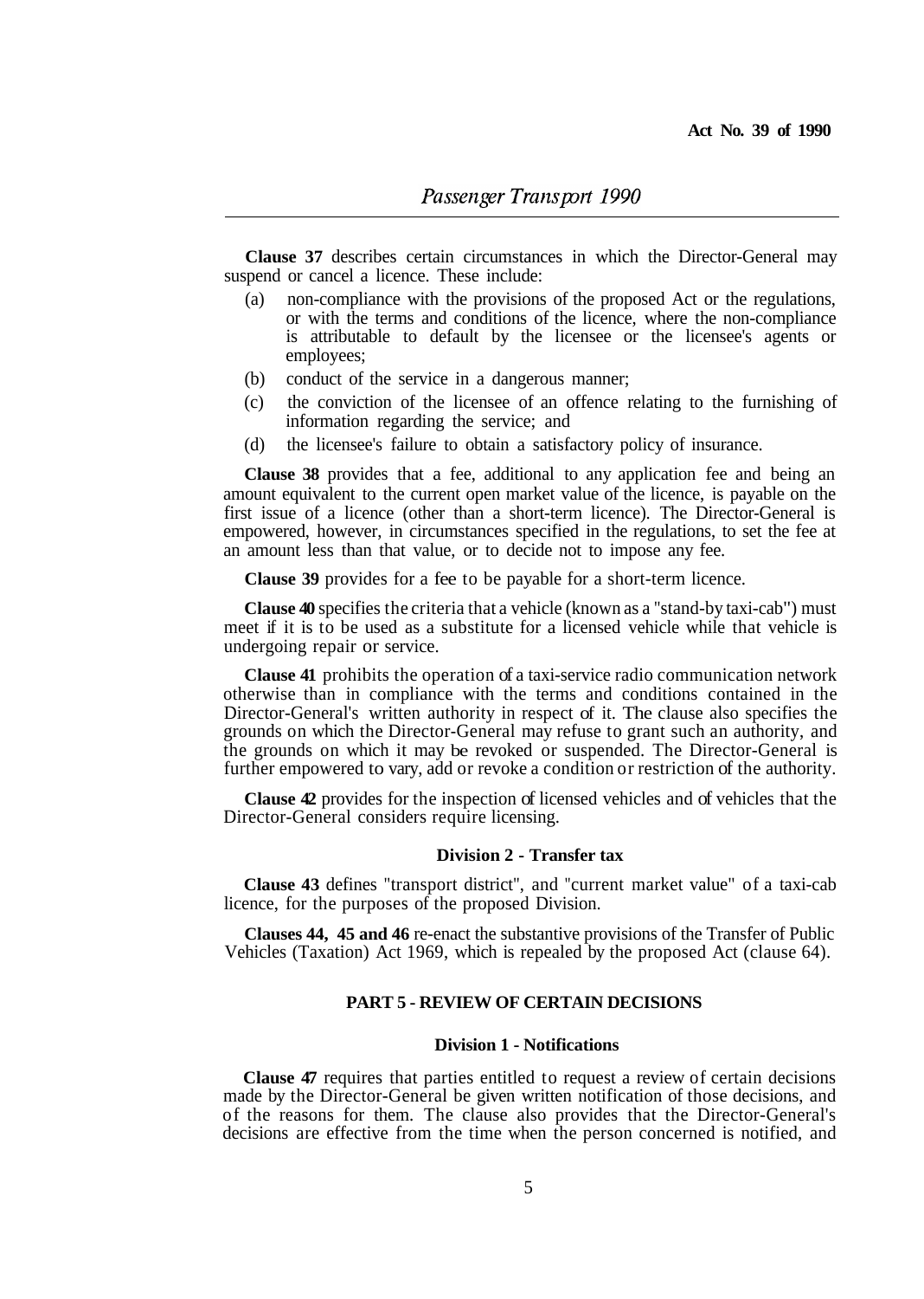**Clause 37** describes certain circumstances in which the Director-General may suspend or cancel a licence. These include:

(a) non-compliance with the provisions of the proposed Act or the regulations, or with the terms and conditions of the licence, where the non-compliance is attributable to default by the licensee or the licensee's agents or employees;

(b) conduct of the service in a dangerous manner;

(c) the conviction of the licensee of an offence relating to the furnishing of information regarding the service; and

(d) the licensee's failure to obtain a satisfactory policy of insurance.

**Clause 38** provides that a fee, additional to any application fee and being an amount equivalent to the current open market value of the licence, is payable on the first issue of a licence (other than a short-term licence). The Director-General is empowered, however, in circumstances specified in the regulations, to set the fee at an amount less than that value, or to decide not to impose any fee.

**Clause 39** provides for a fee to be payable for a short-term licence.

**Clause 40** specifies the criteria that a vehicle (known as a "stand-by taxi-cab") must meet if it is to be used as a substitute for a licensed vehicle while that vehicle is undergoing repair or service.

**Clause 41** prohibits the operation of a taxi-service radio communication network otherwise than in compliance with the terms and conditions contained in the Director-General's written authority in respect of it. The clause also specifies the grounds on which the Director-General may refuse to grant such an authority, and the grounds on which it may be revoked or suspended. The Director-General is further empowered to vary, add or revoke a condition or restriction of the authority.

**Clause 42** provides for the inspection of licensed vehicles and of vehicles that the Director-General considers require licensing.

### Division 2 - Transfer tax

**Clause 43** defines "transport district", and "current market value" of a taxi-cab licence, for the purposes of the proposed Division.

**Clauses 44, 45 and 46** re-enact the substantive provisions of the Transfer of Public Vehicles (Taxation) Act 1969, which is repealed by the proposed Act (clause 64).

## PART 5 - REVIEW OF CERTAIN DECISIONS

### Division 1 - Notifications

**Clause 47** requires that parties entitled to request a review of certain decisions made by the Director-General be given written notification of those decisions, and of the reasons for them. The clause also provides that the Director-General's decisions are effective from the time when the person concerned is notified, and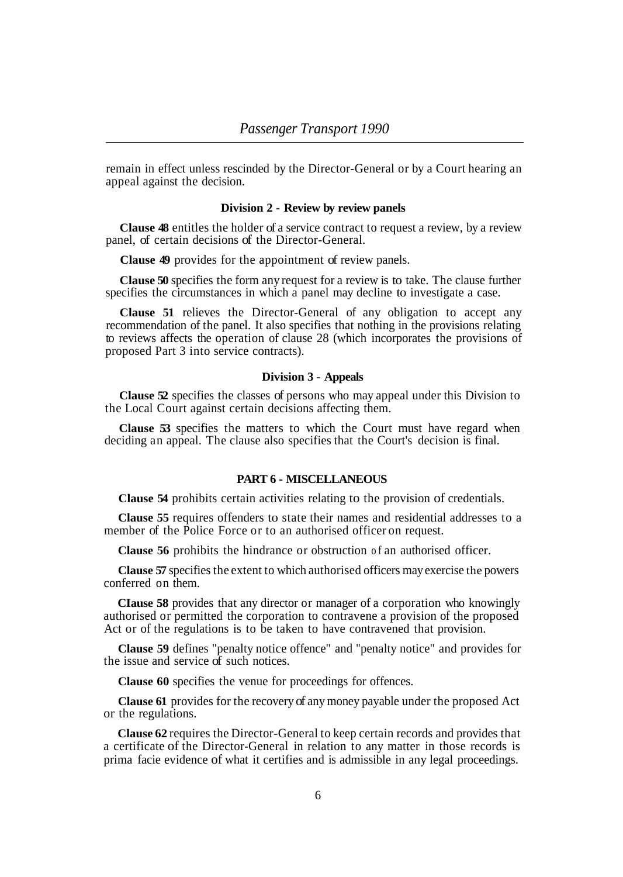remain in effect unless rescinded by the Director-General or by a Court hearing an appeal against the decision.

### Division 2 - Review by review panels

**Clause 48** entitles the holder of a service contract to request a review, by a review panel, of certain decisions of the Director-General.

**Clause 49** provides for the appointment of review panels.

**Clause 50** specifies the form any request for a review is to take. The clause further specifies the circumstances in which a panel may decline to investigate a case.

**Clause 51** relieves the Director-General of any obligation to accept any recommendation of the panel. It also specifies that nothing in the provisions relating to reviews affects the operation of clause 28 (which incorporates the provisions of proposed Part 3 into service contracts).

### Division 3 - Appeals

**Clause 52** specifies the classes of persons who may appeal under this Division to the Local Court against certain decisions affecting them.

**Clause 53** specifies the matters to which the Court must have regard when deciding an appeal. The clause also specifies that the Court's decision is final.

## PART 6 - MISCELLANEOUS

**Clause 54** prohibits certain activities relating to the provision of credentials.

**Clause 55** requires offenders to state their names and residential addresses to a member of the Police Force or to an authorised officer on request.

**Clause 56** prohibits the hindrance or obstruction of an authorised officer.

**Clause 57** specifies the extent to which authorised officers may exercise the powers conferred on them.

**Clause 58** provides that any director or manager of a corporation who knowingly authorised or permitted the corporation to contravene a provision of the proposed Act or of the regulations is to be taken to have contravened that provision.

**Clause 59** defines "penalty notice offence" and "penalty notice" and provides for the issue and service of such notices.

**Clause 60** specifies the venue for proceedings for offences.

**Clause 61** provides for the recovery of any money payable under the proposed Act or the regulations.

**Clause 62** requires the Director-General to keep certain records and provides that a certificate of the Director-General in relation to any matter in those records is prima facie evidence of what it certifies and is admissible in any legal proceedings.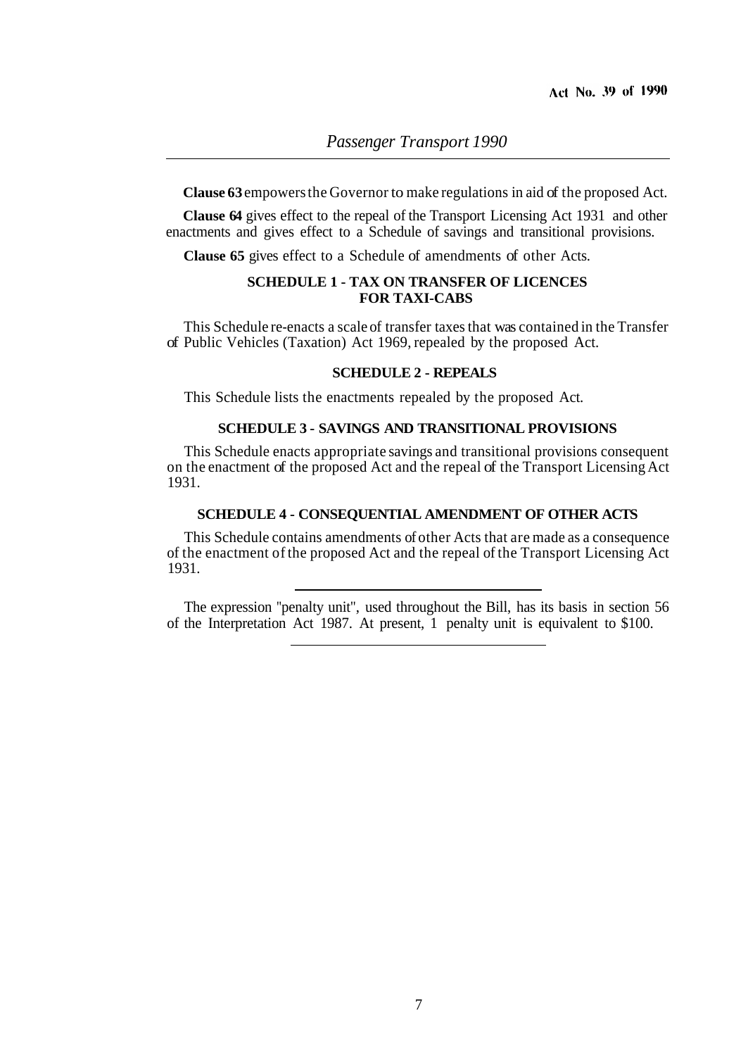**Clause 63** empowers the Governor to make regulations in aid of the proposed Act.

**Clause 64** gives effect to the repeal of the Transport Licensing Act 1931 and other enactments and gives effect to a Schedule of savings and transitional provisions.

**Clause 65** gives effect to a Schedule of amendments of other Acts.

**SCHEDULE 1 - TAX ON TRANSFER OF LICENCES FOR TAXI-CABS**

This Schedule re-enacts a scale of transfer taxes that was contained in the Transfer of Public Vehicles (Taxation) Act 1969, repealed by the proposed Act.

**SCHEDULE 2 - REPEALS**

This Schedule lists the enactments repealed by the proposed Act.

**SCHEDULE 3 - SAVINGS AND TRANSITIONAL PROVISIONS**

This Schedule enacts appropriate savings and transitional provisions consequent on the enactment of the proposed Act and the repeal of the Transport Licensing Act 1931.

**SCHEDULE 4 - CONSEQUENTIAL AMENDMENT OF OTHER ACTS**

This Schedule contains amendments of other Acts that are made as a consequence of the enactment of the proposed Act and the repeal of the Transport Licensing Act 1931.

---

The expression "penalty unit", used throughout the Bill, has its basis in section 56 of the Interpretation Act 1987. At present, 1 penalty unit is equivalent to $100.

---